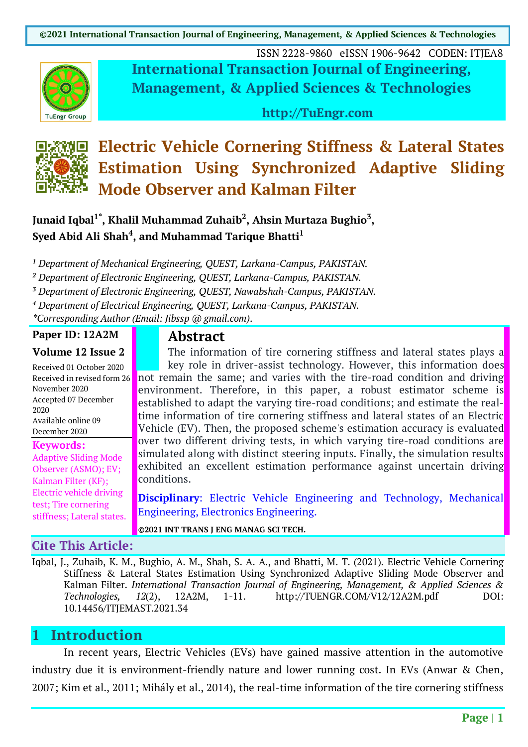ISSN 2228-9860 eISSN 1906-9642 CODEN: ITJEA8

**International Transaction Journal of Engineering, Management, & Applied Sciences & Technologies**

**http://TuEngr.com**

# Electric Vehicle Cornering Stiffness & Lateral States Estimation Using Synchronized Adaptive Sliding Mode Observer and Kalman Filter

**Junaid Iqbal[1*], Khalil Muhammad Zuhaib[2], Ahsin Murtaza Bughio[3], Syed Abid Ali Shah[4], and Muhammad Tarique Bhatti[1]**

*[1] Department of Mechanical Engineering, QUEST, Larkana-Campus, PAKISTAN.*
*[2] Department of Electronic Engineering, QUEST, Larkana-Campus, PAKISTAN.*
*[3] Department of Electronic Engineering, QUEST, Nawabshah-Campus, PAKISTAN.*
*[4] Department of Electrical Engineering, QUEST, Larkana-Campus, PAKISTAN.*
*\*Corresponding Author (Email: Jibssp @ gmail.com).*

**Paper ID: 12A2M**

**Volume 12 Issue 2**

Received 01 October 2020
Received in revised form 26 November 2020
Accepted 07 December 2020
Available online 09 December 2020

**Keywords:** Adaptive Sliding Mode Observer (ASMO); EV; Kalman Filter (KF); Electric vehicle driving test; Tire cornering stiffness; Lateral states.

## Abstract

The information of tire cornering stiffness and lateral states plays a key role in driver-assist technology. However, this information does not remain the same; and varies with the tire-road condition and driving environment. Therefore, in this paper, a robust estimator scheme is established to adapt the varying tire-road conditions; and estimate the real-time information of tire cornering stiffness and lateral states of an Electric Vehicle (EV). Then, the proposed scheme's estimation accuracy is evaluated over two different driving tests, in which varying tire-road conditions are simulated along with distinct steering inputs. Finally, the simulation results exhibited an excellent estimation performance against uncertain driving conditions.

**Disciplinary**: Electric Vehicle Engineering and Technology, Mechanical Engineering, Electronics Engineering.

**©2021 INT TRANS J ENG MANAG SCI TECH.**

## Cite This Article:

Iqbal, J., Zuhaib, K. M., Bughio, A. M., Shah, S. A. A., and Bhatti, M. T. (2021). Electric Vehicle Cornering Stiffness & Lateral States Estimation Using Synchronized Adaptive Sliding Mode Observer and Kalman Filter. *International Transaction Journal of Engineering, Management, & Applied Sciences & Technologies, 12*(2), 12A2M, 1-11. http://TUENGR.COM/V12/12A2M.pdf DOI: 10.14456/ITJEMAST.2021.34

## 1 Introduction

In recent years, Electric Vehicles (EVs) have gained massive attention in the automotive industry due it is environment-friendly nature and lower running cost. In EVs (Anwar & Chen, 2007; Kim et al., 2011; Mihály et al., 2014), the real-time information of the tire cornering stiffness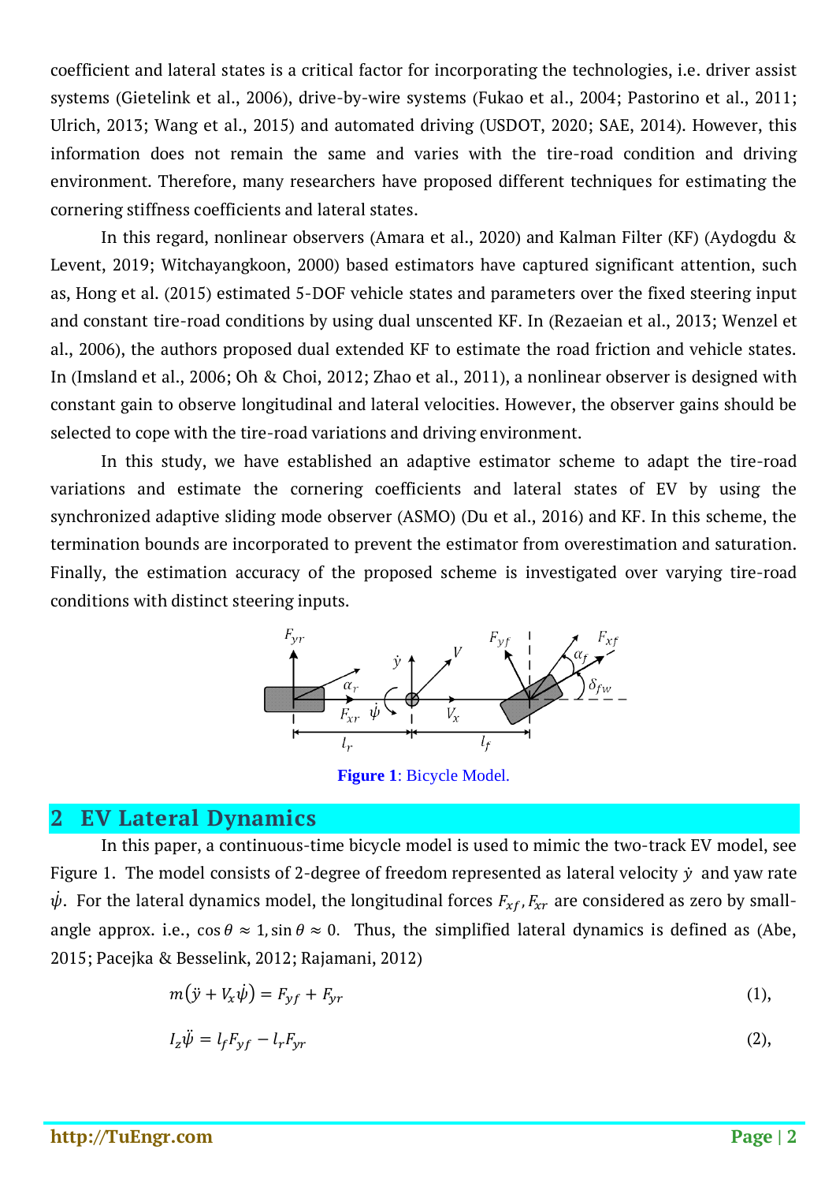coefficient and lateral states is a critical factor for incorporating the technologies, i.e. driver assist systems (Gietelink et al., 2006), drive-by-wire systems (Fukao et al., 2004; Pastorino et al., 2011; Ulrich, 2013; Wang et al., 2015) and automated driving (USDOT, 2020; SAE, 2014). However, this information does not remain the same and varies with the tire-road condition and driving environment. Therefore, many researchers have proposed different techniques for estimating the cornering stiffness coefficients and lateral states.

In this regard, nonlinear observers (Amara et al., 2020) and Kalman Filter (KF) (Aydogdu & Levent, 2019; Witchayangkoon, 2000) based estimators have captured significant attention, such as, Hong et al. (2015) estimated 5-DOF vehicle states and parameters over the fixed steering input and constant tire-road conditions by using dual unscented KF. In (Rezaeian et al., 2013; Wenzel et al., 2006), the authors proposed dual extended KF to estimate the road friction and vehicle states. In (Imsland et al., 2006; Oh & Choi, 2012; Zhao et al., 2011), a nonlinear observer is designed with constant gain to observe longitudinal and lateral velocities. However, the observer gains should be selected to cope with the tire-road variations and driving environment.

In this study, we have established an adaptive estimator scheme to adapt the tire-road variations and estimate the cornering coefficients and lateral states of EV by using the synchronized adaptive sliding mode observer (ASMO) (Du et al., 2016) and KF. In this scheme, the termination bounds are incorporated to prevent the estimator from overestimation and saturation. Finally, the estimation accuracy of the proposed scheme is investigated over varying tire-road conditions with distinct steering inputs.

**Figure 1**: Bicycle Model.

## 2 EV Lateral Dynamics

In this paper, a continuous-time bicycle model is used to mimic the two-track EV model, see Figure 1. The model consists of 2-degree of freedom represented as lateral velocity $\dot{y}$ and yaw rate $\dot{\psi}$. For the lateral dynamics model, the longitudinal forces $F_{xf}, F_{xr}$ are considered as zero by small-angle approx. i.e., $\cos\theta \approx 1, \sin\theta \approx 0$. Thus, the simplified lateral dynamics is defined as (Abe, 2015; Pacejka & Besselink, 2012; Rajamani, 2012)

$$m(\ddot{y} + V_x\dot{\psi}) = F_{yf} + F_{yr} \quad (1),$$

$$I_z\ddot{\psi} = l_f F_{yf} - l_r F_{yr} \quad (2),$$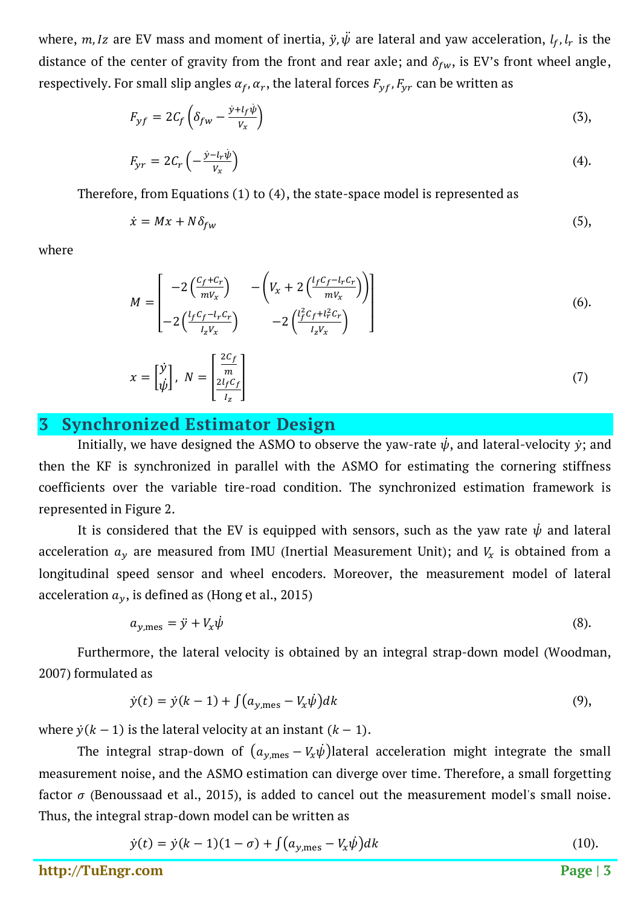where, $m, Iz$ are EV mass and moment of inertia, $\ddot{y}, \ddot{\psi}$ are lateral and yaw acceleration, $l_f, l_r$ is the distance of the center of gravity from the front and rear axle; and $\delta_{fw}$, is EV's front wheel angle, respectively. For small slip angles $\alpha_f, \alpha_r$, the lateral forces $F_{yf}, F_{yr}$ can be written as

$$F_{yf} = 2C_f\left(\delta_{fw} - \frac{\dot{y}+l_f\dot{\psi}}{V_x}\right) \quad (3),$$

$$F_{yr} = 2C_r\left(-\frac{\dot{y}-l_r\dot{\psi}}{V_x}\right) \quad (4).$$

Therefore, from Equations (1) to (4), the state-space model is represented as

$$\dot{x} = Mx + N\delta_{fw} \quad (5),$$

where

$$M = \begin{bmatrix} -2\left(\frac{C_f+C_r}{mV_x}\right) & -\left(V_x + 2\left(\frac{l_fC_f-l_rC_r}{mV_x}\right)\right) \\ -2\left(\frac{l_fC_f-l_rC_r}{I_zV_x}\right) & -2\left(\frac{l_f^2C_f+l_r^2C_r}{I_zV_x}\right) \end{bmatrix} \quad (6).$$

$$x = \begin{bmatrix} \dot{y} \\ \dot{\psi} \end{bmatrix},\ N = \begin{bmatrix} \frac{2C_f}{m} \\ \frac{2l_fC_f}{I_z} \end{bmatrix} \quad (7)$$

# 3 Synchronized Estimator Design

Initially, we have designed the ASMO to observe the yaw-rate $\dot{\psi}$, and lateral-velocity $\dot{y}$; and then the KF is synchronized in parallel with the ASMO for estimating the cornering stiffness coefficients over the variable tire-road condition. The synchronized estimation framework is represented in Figure 2.

It is considered that the EV is equipped with sensors, such as the yaw rate $\dot{\psi}$ and lateral acceleration $a_y$ are measured from IMU (Inertial Measurement Unit); and $V_x$ is obtained from a longitudinal speed sensor and wheel encoders. Moreover, the measurement model of lateral acceleration $a_y$, is defined as (Hong et al., 2015)

$$a_{y,\text{mes}} = \ddot{y} + V_x\dot{\psi} \quad (8).$$

Furthermore, the lateral velocity is obtained by an integral strap-down model (Woodman, 2007) formulated as

$$\dot{y}(t) = \dot{y}(k-1) + \int\left(a_{y,\text{mes}} - V_x\dot{\psi}\right)dk \quad (9),$$

where $\dot{y}(k-1)$ is the lateral velocity at an instant $(k-1)$.

The integral strap-down of $\left(a_{y,\text{mes}} - V_x\dot{\psi}\right)$lateral acceleration might integrate the small measurement noise, and the ASMO estimation can diverge over time. Therefore, a small forgetting factor $\sigma$ (Benoussaad et al., 2015), is added to cancel out the measurement model's small noise. Thus, the integral strap-down model can be written as

$$\dot{y}(t) = \dot{y}(k-1)(1-\sigma) + \int\left(a_{y,\text{mes}} - V_x\dot{\psi}\right)dk \quad (10).$$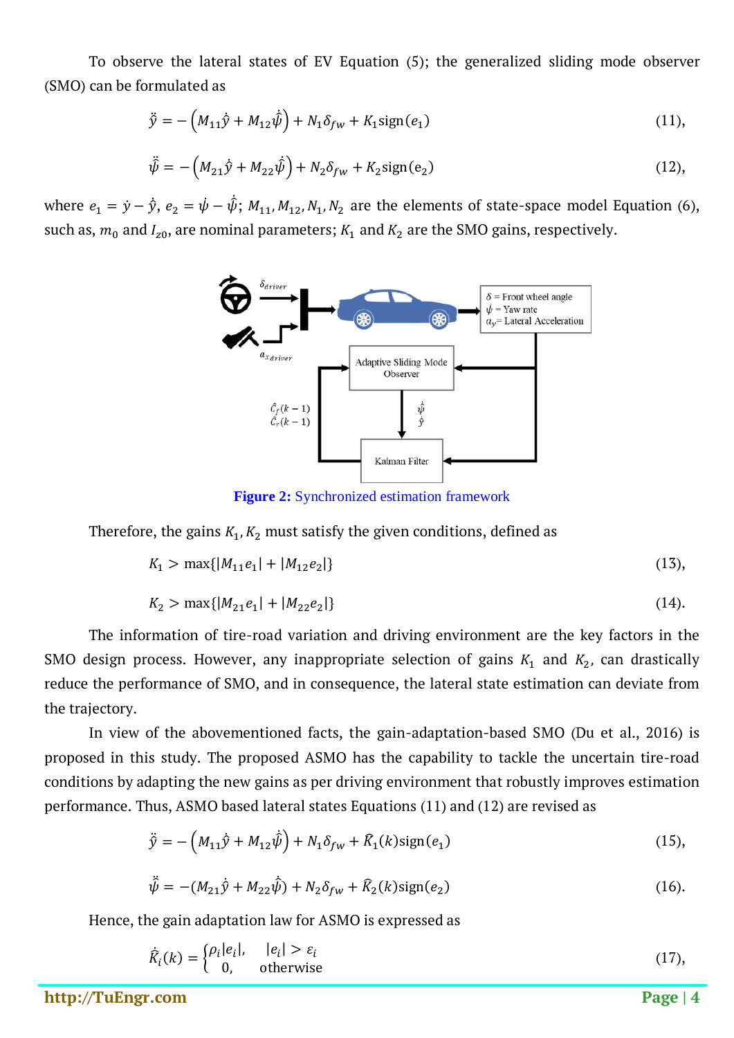To observe the lateral states of EV Equation (5); the generalized sliding mode observer (SMO) can be formulated as

$$\ddot{\hat{y}} = -\left(M_{11}\dot{\hat{y}} + M_{12}\dot{\hat{\psi}}\right) + N_1\delta_{fw} + K_1\text{sign}(e_1) \quad (11),$$

$$\ddot{\hat{\psi}} = -\left(M_{21}\dot{\hat{y}} + M_{22}\dot{\hat{\psi}}\right) + N_2\delta_{fw} + K_2\text{sign}(e_2) \quad (12),$$

where $e_1 = \dot{y} - \dot{\hat{y}}$, $e_2 = \dot{\psi} - \dot{\hat{\psi}}$; $M_{11}, M_{12}, N_1, N_2$ are the elements of state-space model Equation (6), such as, $m_0$ and $I_{z0}$, are nominal parameters; $K_1$ and $K_2$ are the SMO gains, respectively.

**Figure 2:** Synchronized estimation framework

Therefore, the gains $K_1, K_2$ must satisfy the given conditions, defined as

$$K_1 > \max\{|M_{11}e_1| + |M_{12}e_2|\} \quad (13),$$

$$K_2 > \max\{|M_{21}e_1| + |M_{22}e_2|\} \quad (14).$$

The information of tire-road variation and driving environment are the key factors in the SMO design process. However, any inappropriate selection of gains $K_1$ and $K_2$, can drastically reduce the performance of SMO, and in consequence, the lateral state estimation can deviate from the trajectory.

In view of the abovementioned facts, the gain-adaptation-based SMO (Du et al., 2016) is proposed in this study. The proposed ASMO has the capability to tackle the uncertain tire-road conditions by adapting the new gains as per driving environment that robustly improves estimation performance. Thus, ASMO based lateral states Equations (11) and (12) are revised as

$$\ddot{\hat{y}} = -\left(M_{11}\dot{\hat{y}} + M_{12}\dot{\hat{\psi}}\right) + N_1\delta_{fw} + \hat{K}_1(k)\text{sign}(e_1) \quad (15),$$

$$\ddot{\hat{\psi}} = -(M_{21}\dot{\hat{y}} + M_{22}\dot{\hat{\psi}}) + N_2\delta_{fw} + \hat{K}_2(k)\text{sign}(e_2) \quad (16).$$

Hence, the gain adaptation law for ASMO is expressed as

$$\dot{\hat{K}}_i(k) = \begin{cases} \rho_i|e_i|, & |e_i| > \varepsilon_i \\ 0, & \text{otherwise} \end{cases} \quad (17),$$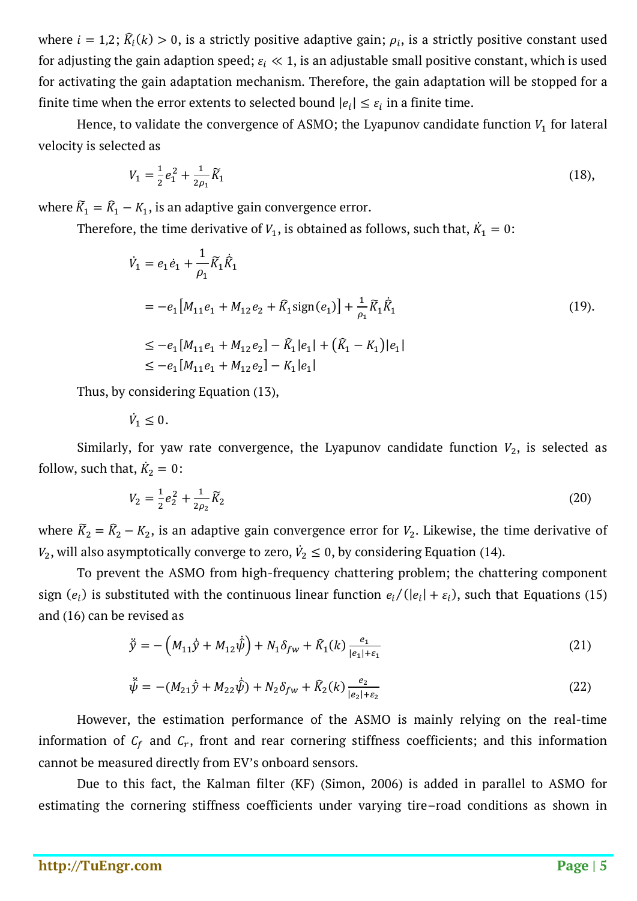where $i = 1,2$; $\hat{K}_i(k) > 0$, is a strictly positive adaptive gain; $\rho_i$, is a strictly positive constant used for adjusting the gain adaption speed; $\varepsilon_i \ll 1$, is an adjustable small positive constant, which is used for activating the gain adaptation mechanism. Therefore, the gain adaptation will be stopped for a finite time when the error extents to selected bound $|e_i| \leq \varepsilon_i$ in a finite time.

Hence, to validate the convergence of ASMO; the Lyapunov candidate function $V_1$ for lateral velocity is selected as

$$V_1 = \frac{1}{2} e_1^2 + \frac{1}{2\rho_1} \tilde{K}_1 \tag{18},$$

where $\tilde{K}_1 = \hat{K}_1 - K_1$, is an adaptive gain convergence error.

Therefore, the time derivative of $V_1$, is obtained as follows, such that, $\dot{K}_1 = 0$:

$$\begin{aligned}
\dot{V}_1 &= e_1 \dot{e}_1 + \frac{1}{\rho_1} \tilde{K}_1 \dot{\hat{K}}_1 \\
&= -e_1 \left[ M_{11} e_1 + M_{12} e_2 + \hat{K}_1 \operatorname{sign}(e_1) \right] + \frac{1}{\rho_1} \tilde{K}_1 \dot{\hat{K}}_1 \\
&\leq -e_1 [M_{11} e_1 + M_{12} e_2] - \hat{K}_1 |e_1| + (\hat{K}_1 - K_1)|e_1| \\
&\leq -e_1 [M_{11} e_1 + M_{12} e_2] - K_1 |e_1|
\end{aligned} \tag{19}.$$

Thus, by considering Equation (13),

$$\dot{V}_1 \leq 0.$$

Similarly, for yaw rate convergence, the Lyapunov candidate function $V_2$, is selected as follow, such that, $\dot{K}_2 = 0$:

$$V_2 = \frac{1}{2} e_2^2 + \frac{1}{2\rho_2} \tilde{K}_2 \tag{20}$$

where $\tilde{K}_2 = \hat{K}_2 - K_2$, is an adaptive gain convergence error for $V_2$. Likewise, the time derivative of $V_2$, will also asymptotically converge to zero, $\dot{V}_2 \leq 0$, by considering Equation (14).

To prevent the ASMO from high-frequency chattering problem; the chattering component sign $(e_i)$ is substituted with the continuous linear function $e_i/(|e_i| + \varepsilon_i)$, such that Equations (15) and (16) can be revised as

$$\ddot{\hat{y}} = -\left( M_{11} \dot{\hat{y}} + M_{12} \dot{\hat{\psi}} \right) + N_1 \delta_{fw} + \hat{K}_1(k) \frac{e_1}{|e_1| + \varepsilon_1} \tag{21}$$

$$\ddot{\hat{\psi}} = -(M_{21} \dot{\hat{y}} + M_{22} \dot{\hat{\psi}}) + N_2 \delta_{fw} + \hat{K}_2(k) \frac{e_2}{|e_2| + \varepsilon_2} \tag{22}$$

However, the estimation performance of the ASMO is mainly relying on the real-time information of $C_f$ and $C_r$, front and rear cornering stiffness coefficients; and this information cannot be measured directly from EV's onboard sensors.

Due to this fact, the Kalman filter (KF) (Simon, 2006) is added in parallel to ASMO for estimating the cornering stiffness coefficients under varying tire–road conditions as shown in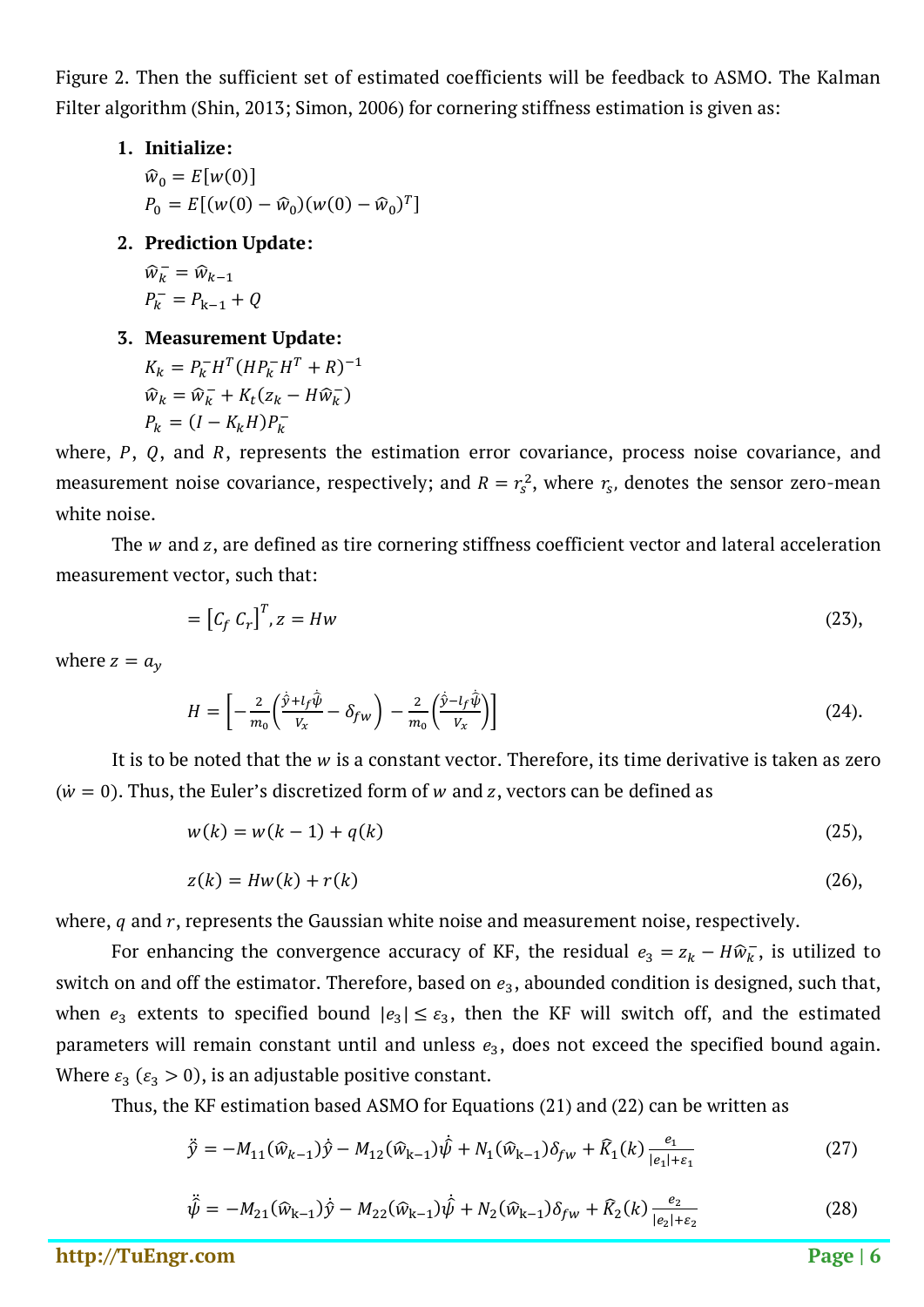Figure 2. Then the sufficient set of estimated coefficients will be feedback to ASMO. The Kalman Filter algorithm (Shin, 2013; Simon, 2006) for cornering stiffness estimation is given as:

1. **Initialize:**

   $\hat{w}_0 = E[w(0)]$

   $P_0 = E[(w(0) - \hat{w}_0)(w(0) - \hat{w}_0)^T]$

2. **Prediction Update:**

   $\hat{w}_k^- = \hat{w}_{k-1}$

   $P_k^- = P_{\mathrm{k-1}} + Q$

3. **Measurement Update:**

   $K_k = P_k^- H^T (H P_k^- H^T + R)^{-1}$

   $\hat{w}_k = \hat{w}_k^- + K_t (z_k - H\hat{w}_k^-)$

   $P_k = (I - K_k H) P_k^-$

where, $P$, $Q$, and $R$, represents the estimation error covariance, process noise covariance, and measurement noise covariance, respectively; and $R = r_s^2$, where $r_s$, denotes the sensor zero-mean white noise.

The $w$ and $z$, are defined as tire cornering stiffness coefficient vector and lateral acceleration measurement vector, such that:

$$= \left[C_f \; C_r\right]^T, z = Hw \tag{23}$$

where $z = a_y$

$$H = \left[-\frac{2}{m_0}\left(\frac{\dot{\hat{y}} + l_f \dot{\hat{\psi}}}{V_x} - \delta_{fw}\right) \; -\frac{2}{m_0}\left(\frac{\dot{\hat{y}} - l_f \dot{\hat{\psi}}}{V_x}\right)\right] \tag{24}$$

It is to be noted that the $w$ is a constant vector. Therefore, its time derivative is taken as zero ($\dot{w} = 0$). Thus, the Euler's discretized form of $w$ and $z$, vectors can be defined as

$$w(k) = w(k-1) + q(k) \tag{25}$$

$$z(k) = Hw(k) + r(k) \tag{26}$$

where, $q$ and $r$, represents the Gaussian white noise and measurement noise, respectively.

For enhancing the convergence accuracy of KF, the residual $e_3 = z_k - H\hat{w}_k^-$, is utilized to switch on and off the estimator. Therefore, based on $e_3$, abounded condition is designed, such that, when $e_3$ extents to specified bound $|e_3| \leq \varepsilon_3$, then the KF will switch off, and the estimated parameters will remain constant until and unless $e_3$, does not exceed the specified bound again. Where $\varepsilon_3$ ($\varepsilon_3 > 0$), is an adjustable positive constant.

Thus, the KF estimation based ASMO for Equations (21) and (22) can be written as

$$\ddot{\hat{y}} = -M_{11}(\hat{w}_{k-1})\dot{\hat{y}} - M_{12}(\hat{w}_{\mathrm{k-1}})\dot{\hat{\psi}} + N_1(\hat{w}_{\mathrm{k-1}})\delta_{fw} + \hat{K}_1(k)\frac{e_1}{|e_1| + \varepsilon_1} \tag{27}$$

$$\ddot{\hat{\psi}} = -M_{21}(\hat{w}_{\mathrm{k-1}})\dot{\hat{y}} - M_{22}(\hat{w}_{\mathrm{k-1}})\dot{\hat{\psi}} + N_2(\hat{w}_{\mathrm{k-1}})\delta_{fw} + \hat{K}_2(k)\frac{e_2}{|e_2| + \varepsilon_2} \tag{28}$$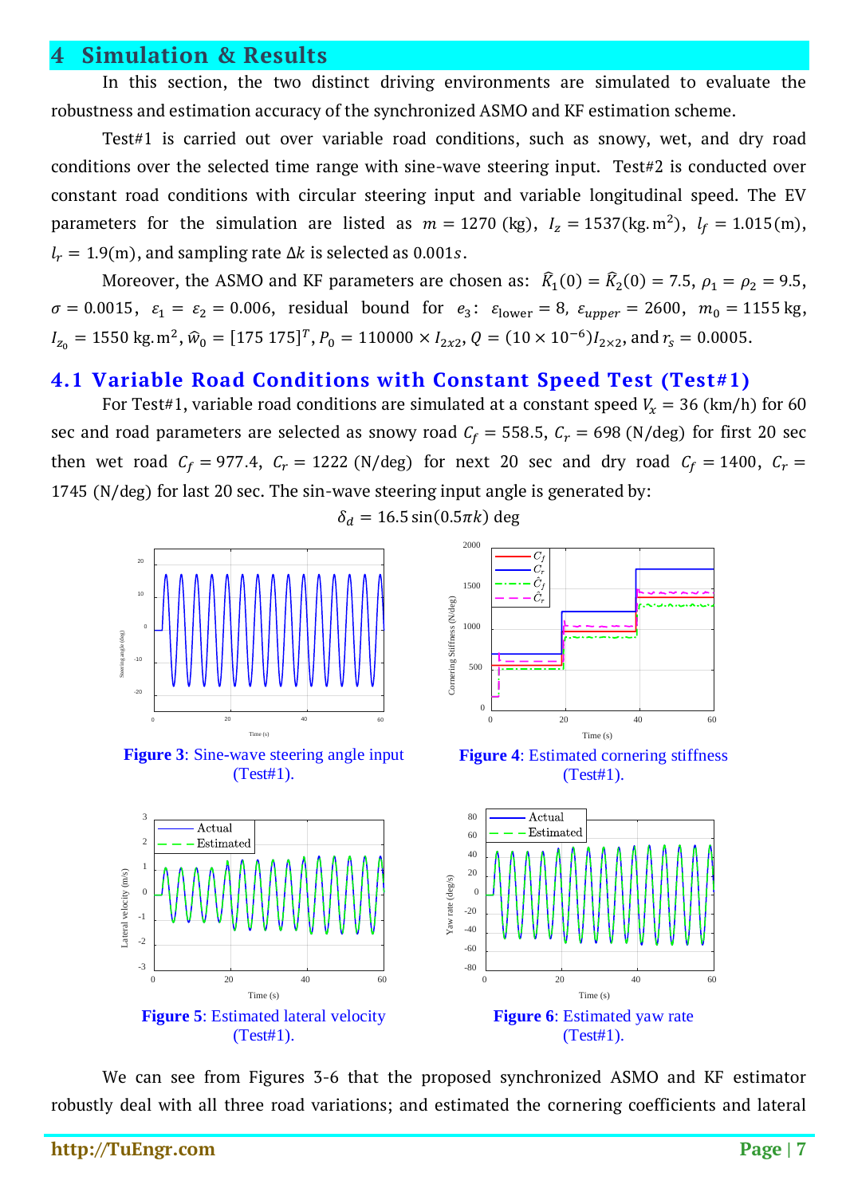# 4 Simulation & Results

In this section, the two distinct driving environments are simulated to evaluate the robustness and estimation accuracy of the synchronized ASMO and KF estimation scheme.

Test#1 is carried out over variable road conditions, such as snowy, wet, and dry road conditions over the selected time range with sine-wave steering input. Test#2 is conducted over constant road conditions with circular steering input and variable longitudinal speed. The EV parameters for the simulation are listed as $m = 1270$ (kg), $I_z = 1537(\text{kg.m}^2)$, $l_f = 1.015(\text{m})$, $l_r = 1.9(\text{m})$, and sampling rate $\Delta k$ is selected as $0.001s$.

Moreover, the ASMO and KF parameters are chosen as: $\widehat{K}_1(0) = \widehat{K}_2(0) = 7.5$, $\rho_1 = \rho_2 = 9.5$, $\sigma = 0.0015$, $\varepsilon_1 = \varepsilon_2 = 0.006$, residual bound for $e_3$: $\varepsilon_{\text{lower}} = 8$, $\varepsilon_{upper} = 2600$, $m_0 = 1155$ kg, $I_{z_0} = 1550$ kg.m$^2$, $\widehat{w}_0 = [175\ 175]^T$, $P_0 = 110000 \times I_{2x2}$, $Q = (10 \times 10^{-6})I_{2\times 2}$, and $r_s = 0.0005$.

## 4.1 Variable Road Conditions with Constant Speed Test (Test#1)

For Test#1, variable road conditions are simulated at a constant speed $V_x = 36$ (km/h) for 60 sec and road parameters are selected as snowy road $C_f = 558.5$, $C_r = 698$ (N/deg) for first 20 sec then wet road $C_f = 977.4$, $C_r = 1222$ (N/deg) for next 20 sec and dry road $C_f = 1400$, $C_r = 1745$ (N/deg) for last 20 sec. The sin-wave steering input angle is generated by:

$$\delta_d = 16.5\sin(0.5\pi k)\ \text{deg}$$

**Figure 3**: Sine-wave steering angle input (Test#1).

**Figure 4**: Estimated cornering stiffness (Test#1).

**Figure 5**: Estimated lateral velocity (Test#1).

**Figure 6**: Estimated yaw rate (Test#1).

We can see from Figures 3-6 that the proposed synchronized ASMO and KF estimator robustly deal with all three road variations; and estimated the cornering coefficients and lateral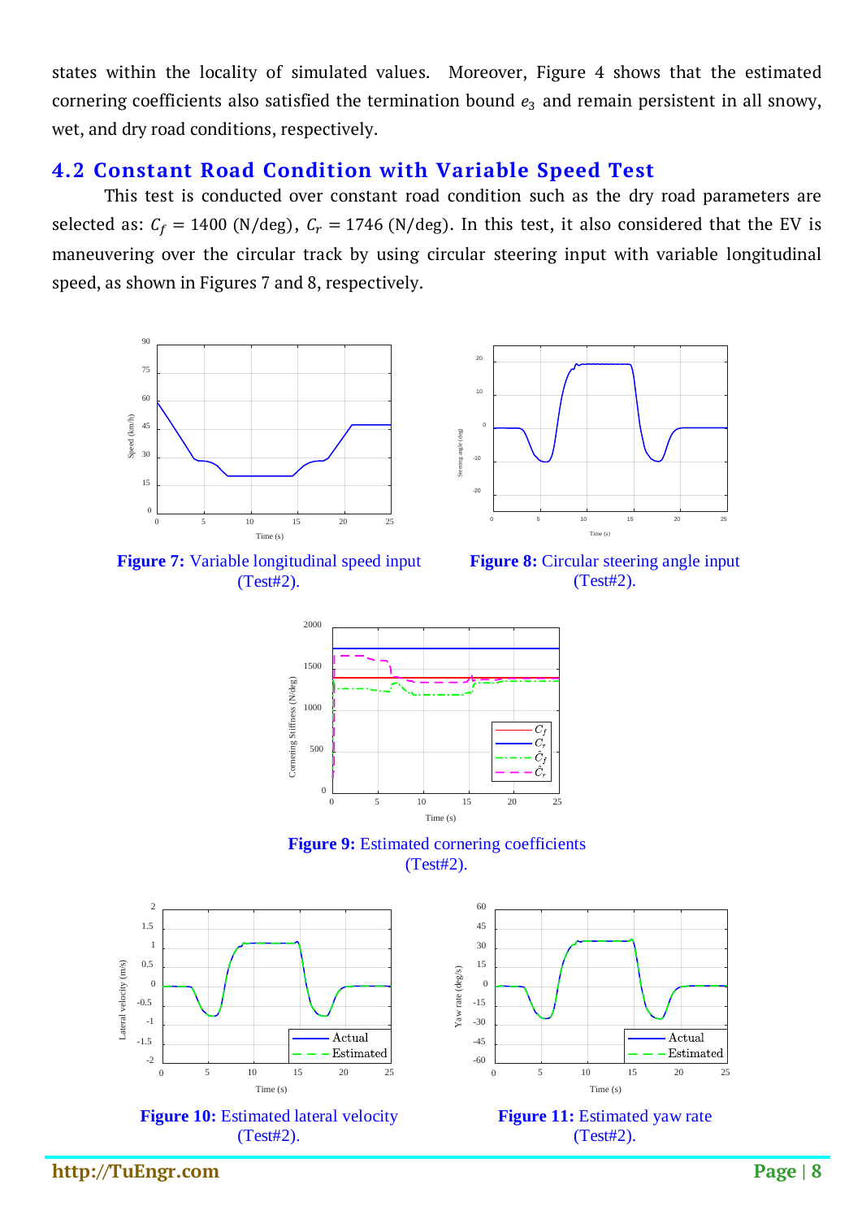states within the locality of simulated values. Moreover, Figure 4 shows that the estimated cornering coefficients also satisfied the termination bound $e_3$ and remain persistent in all snowy, wet, and dry road conditions, respectively.

## 4.2 Constant Road Condition with Variable Speed Test

This test is conducted over constant road condition such as the dry road parameters are selected as: $C_f = 1400$ (N/deg), $C_r = 1746$ (N/deg). In this test, it also considered that the EV is maneuvering over the circular track by using circular steering input with variable longitudinal speed, as shown in Figures 7 and 8, respectively.

**Figure 7:** Variable longitudinal speed input (Test#2).

**Figure 8:** Circular steering angle input (Test#2).

**Figure 9:** Estimated cornering coefficients (Test#2).

**Figure 10:** Estimated lateral velocity (Test#2).

**Figure 11:** Estimated yaw rate (Test#2).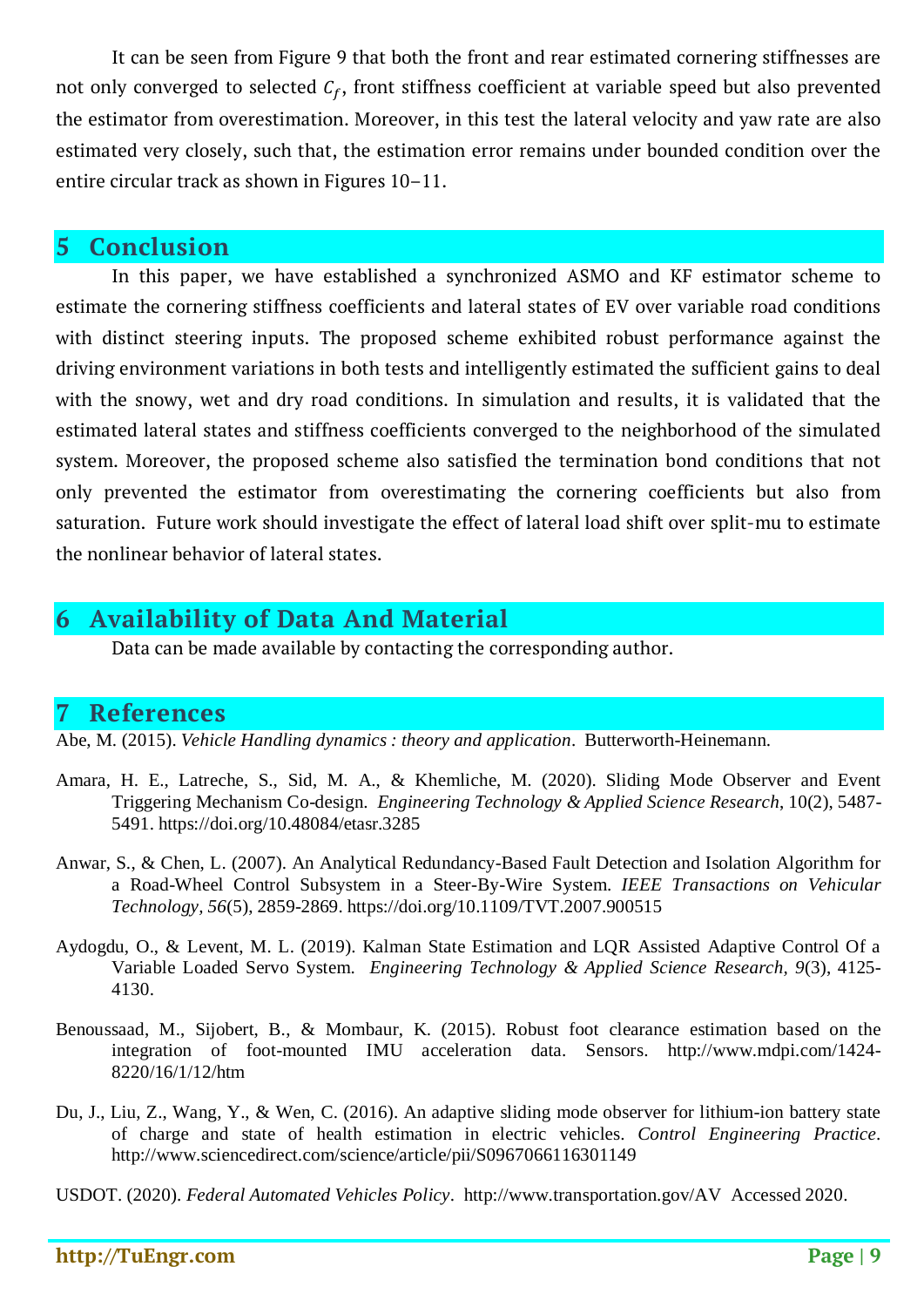It can be seen from Figure 9 that both the front and rear estimated cornering stiffnesses are not only converged to selected $C_f$, front stiffness coefficient at variable speed but also prevented the estimator from overestimation. Moreover, in this test the lateral velocity and yaw rate are also estimated very closely, such that, the estimation error remains under bounded condition over the entire circular track as shown in Figures 10−11.

## 5 Conclusion

In this paper, we have established a synchronized ASMO and KF estimator scheme to estimate the cornering stiffness coefficients and lateral states of EV over variable road conditions with distinct steering inputs. The proposed scheme exhibited robust performance against the driving environment variations in both tests and intelligently estimated the sufficient gains to deal with the snowy, wet and dry road conditions. In simulation and results, it is validated that the estimated lateral states and stiffness coefficients converged to the neighborhood of the simulated system. Moreover, the proposed scheme also satisfied the termination bond conditions that not only prevented the estimator from overestimating the cornering coefficients but also from saturation. Future work should investigate the effect of lateral load shift over split-mu to estimate the nonlinear behavior of lateral states.

## 6 Availability of Data And Material

Data can be made available by contacting the corresponding author.

## 7 References

Abe, M. (2015). *Vehicle Handling dynamics : theory and application*. Butterworth-Heinemann.

Amara, H. E., Latreche, S., Sid, M. A., & Khemliche, M. (2020). Sliding Mode Observer and Event Triggering Mechanism Co-design. *Engineering Technology & Applied Science Research*, 10(2), 5487-5491. https://doi.org/10.48084/etasr.3285

Anwar, S., & Chen, L. (2007). An Analytical Redundancy-Based Fault Detection and Isolation Algorithm for a Road-Wheel Control Subsystem in a Steer-By-Wire System. *IEEE Transactions on Vehicular Technology*, *56*(5), 2859-2869. https://doi.org/10.1109/TVT.2007.900515

Aydogdu, O., & Levent, M. L. (2019). Kalman State Estimation and LQR Assisted Adaptive Control Of a Variable Loaded Servo System. *Engineering Technology & Applied Science Research*, *9*(3), 4125-4130.

Benoussaad, M., Sijobert, B., & Mombaur, K. (2015). Robust foot clearance estimation based on the integration of foot-mounted IMU acceleration data. Sensors. http://www.mdpi.com/1424-8220/16/1/12/htm

Du, J., Liu, Z., Wang, Y., & Wen, C. (2016). An adaptive sliding mode observer for lithium-ion battery state of charge and state of health estimation in electric vehicles. *Control Engineering Practice*. http://www.sciencedirect.com/science/article/pii/S0967066116301149

USDOT. (2020). *Federal Automated Vehicles Policy*. http://www.transportation.gov/AV Accessed 2020.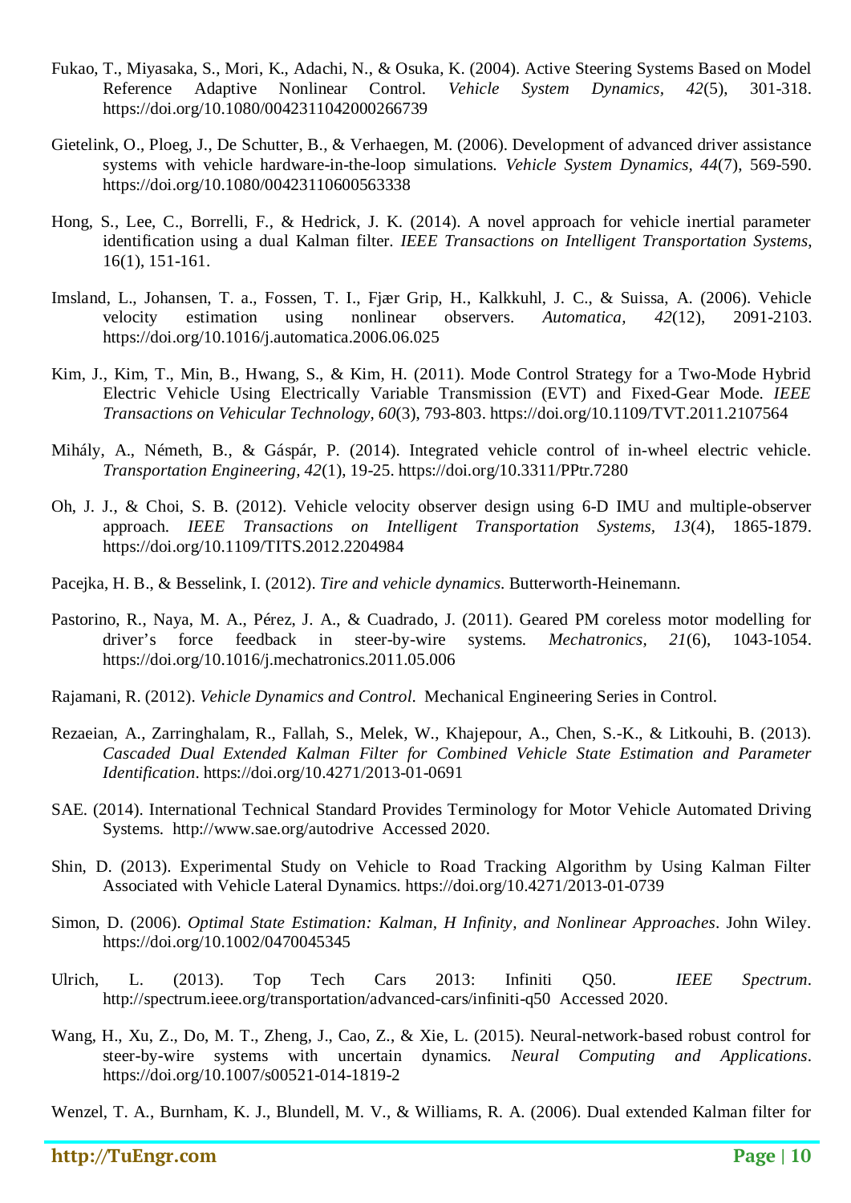Fukao, T., Miyasaka, S., Mori, K., Adachi, N., & Osuka, K. (2004). Active Steering Systems Based on Model Reference Adaptive Nonlinear Control. *Vehicle System Dynamics, 42*(5), 301-318. https://doi.org/10.1080/0042311042000266739

Gietelink, O., Ploeg, J., De Schutter, B., & Verhaegen, M. (2006). Development of advanced driver assistance systems with vehicle hardware-in-the-loop simulations. *Vehicle System Dynamics, 44*(7), 569-590. https://doi.org/10.1080/00423110600563338

Hong, S., Lee, C., Borrelli, F., & Hedrick, J. K. (2014). A novel approach for vehicle inertial parameter identification using a dual Kalman filter. *IEEE Transactions on Intelligent Transportation Systems*, 16(1), 151-161.

Imsland, L., Johansen, T. a., Fossen, T. I., Fjær Grip, H., Kalkkuhl, J. C., & Suissa, A. (2006). Vehicle velocity estimation using nonlinear observers. *Automatica, 42*(12), 2091-2103. https://doi.org/10.1016/j.automatica.2006.06.025

Kim, J., Kim, T., Min, B., Hwang, S., & Kim, H. (2011). Mode Control Strategy for a Two-Mode Hybrid Electric Vehicle Using Electrically Variable Transmission (EVT) and Fixed-Gear Mode. *IEEE Transactions on Vehicular Technology, 60*(3), 793-803. https://doi.org/10.1109/TVT.2011.2107564

Mihály, A., Németh, B., & Gáspár, P. (2014). Integrated vehicle control of in-wheel electric vehicle. *Transportation Engineering, 42*(1), 19-25. https://doi.org/10.3311/PPtr.7280

Oh, J. J., & Choi, S. B. (2012). Vehicle velocity observer design using 6-D IMU and multiple-observer approach. *IEEE Transactions on Intelligent Transportation Systems, 13*(4), 1865-1879. https://doi.org/10.1109/TITS.2012.2204984

Pacejka, H. B., & Besselink, I. (2012). *Tire and vehicle dynamics*. Butterworth-Heinemann.

Pastorino, R., Naya, M. A., Pérez, J. A., & Cuadrado, J. (2011). Geared PM coreless motor modelling for driver's force feedback in steer-by-wire systems. *Mechatronics, 21*(6), 1043-1054. https://doi.org/10.1016/j.mechatronics.2011.05.006

Rajamani, R. (2012). *Vehicle Dynamics and Control*. Mechanical Engineering Series in Control.

Rezaeian, A., Zarringhalam, R., Fallah, S., Melek, W., Khajepour, A., Chen, S.-K., & Litkouhi, B. (2013). *Cascaded Dual Extended Kalman Filter for Combined Vehicle State Estimation and Parameter Identification*. https://doi.org/10.4271/2013-01-0691

SAE. (2014). International Technical Standard Provides Terminology for Motor Vehicle Automated Driving Systems. http://www.sae.org/autodrive Accessed 2020.

Shin, D. (2013). Experimental Study on Vehicle to Road Tracking Algorithm by Using Kalman Filter Associated with Vehicle Lateral Dynamics. https://doi.org/10.4271/2013-01-0739

Simon, D. (2006). *Optimal State Estimation: Kalman, H Infinity, and Nonlinear Approaches*. John Wiley. https://doi.org/10.1002/0470045345

Ulrich, L. (2013). Top Tech Cars 2013: Infiniti Q50. *IEEE Spectrum*. http://spectrum.ieee.org/transportation/advanced-cars/infiniti-q50 Accessed 2020.

Wang, H., Xu, Z., Do, M. T., Zheng, J., Cao, Z., & Xie, L. (2015). Neural-network-based robust control for steer-by-wire systems with uncertain dynamics. *Neural Computing and Applications*. https://doi.org/10.1007/s00521-014-1819-2

Wenzel, T. A., Burnham, K. J., Blundell, M. V., & Williams, R. A. (2006). Dual extended Kalman filter for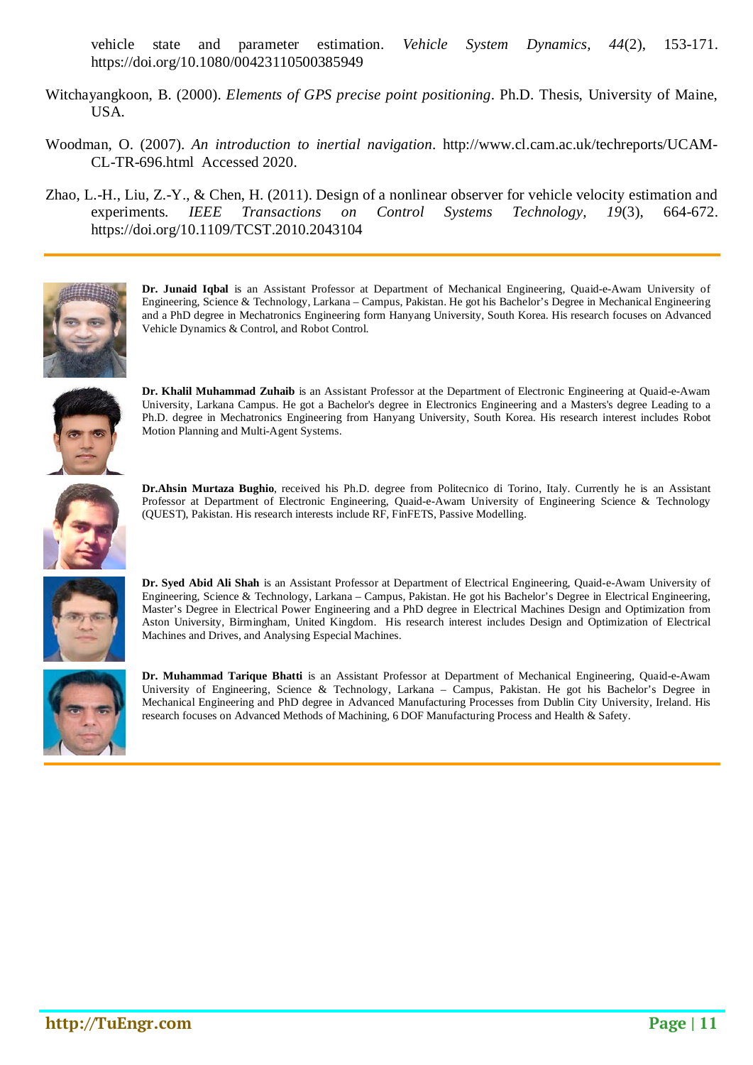vehicle state and parameter estimation. *Vehicle System Dynamics*, *44*(2), 153-171. https://doi.org/10.1080/00423110500385949

Witchayangkoon, B. (2000). *Elements of GPS precise point positioning*. Ph.D. Thesis, University of Maine, USA.

Woodman, O. (2007). *An introduction to inertial navigation*. http://www.cl.cam.ac.uk/techreports/UCAM-CL-TR-696.html Accessed 2020.

Zhao, L.-H., Liu, Z.-Y., & Chen, H. (2011). Design of a nonlinear observer for vehicle velocity estimation and experiments. *IEEE Transactions on Control Systems Technology*, *19*(3), 664-672. https://doi.org/10.1109/TCST.2010.2043104

---

**Dr. Junaid Iqbal** is an Assistant Professor at Department of Mechanical Engineering, Quaid-e-Awam University of Engineering, Science & Technology, Larkana – Campus, Pakistan. He got his Bachelor's Degree in Mechanical Engineering and a PhD degree in Mechatronics Engineering form Hanyang University, South Korea. His research focuses on Advanced Vehicle Dynamics & Control, and Robot Control.

**Dr. Khalil Muhammad Zuhaib** is an Assistant Professor at the Department of Electronic Engineering at Quaid-e-Awam University, Larkana Campus. He got a Bachelor's degree in Electronics Engineering and a Masters's degree Leading to a Ph.D. degree in Mechatronics Engineering from Hanyang University, South Korea. His research interest includes Robot Motion Planning and Multi-Agent Systems.

**Dr.Ahsin Murtaza Bughio**, received his Ph.D. degree from Politecnico di Torino, Italy. Currently he is an Assistant Professor at Department of Electronic Engineering, Quaid-e-Awam University of Engineering Science & Technology (QUEST), Pakistan. His research interests include RF, FinFETS, Passive Modelling.

**Dr. Syed Abid Ali Shah** is an Assistant Professor at Department of Electrical Engineering, Quaid-e-Awam University of Engineering, Science & Technology, Larkana – Campus, Pakistan. He got his Bachelor's Degree in Electrical Engineering, Master's Degree in Electrical Power Engineering and a PhD degree in Electrical Machines Design and Optimization from Aston University, Birmingham, United Kingdom. His research interest includes Design and Optimization of Electrical Machines and Drives, and Analysing Especial Machines.

**Dr. Muhammad Tarique Bhatti** is an Assistant Professor at Department of Mechanical Engineering, Quaid-e-Awam University of Engineering, Science & Technology, Larkana – Campus, Pakistan. He got his Bachelor's Degree in Mechanical Engineering and PhD degree in Advanced Manufacturing Processes from Dublin City University, Ireland. His research focuses on Advanced Methods of Machining, 6 DOF Manufacturing Process and Health & Safety.